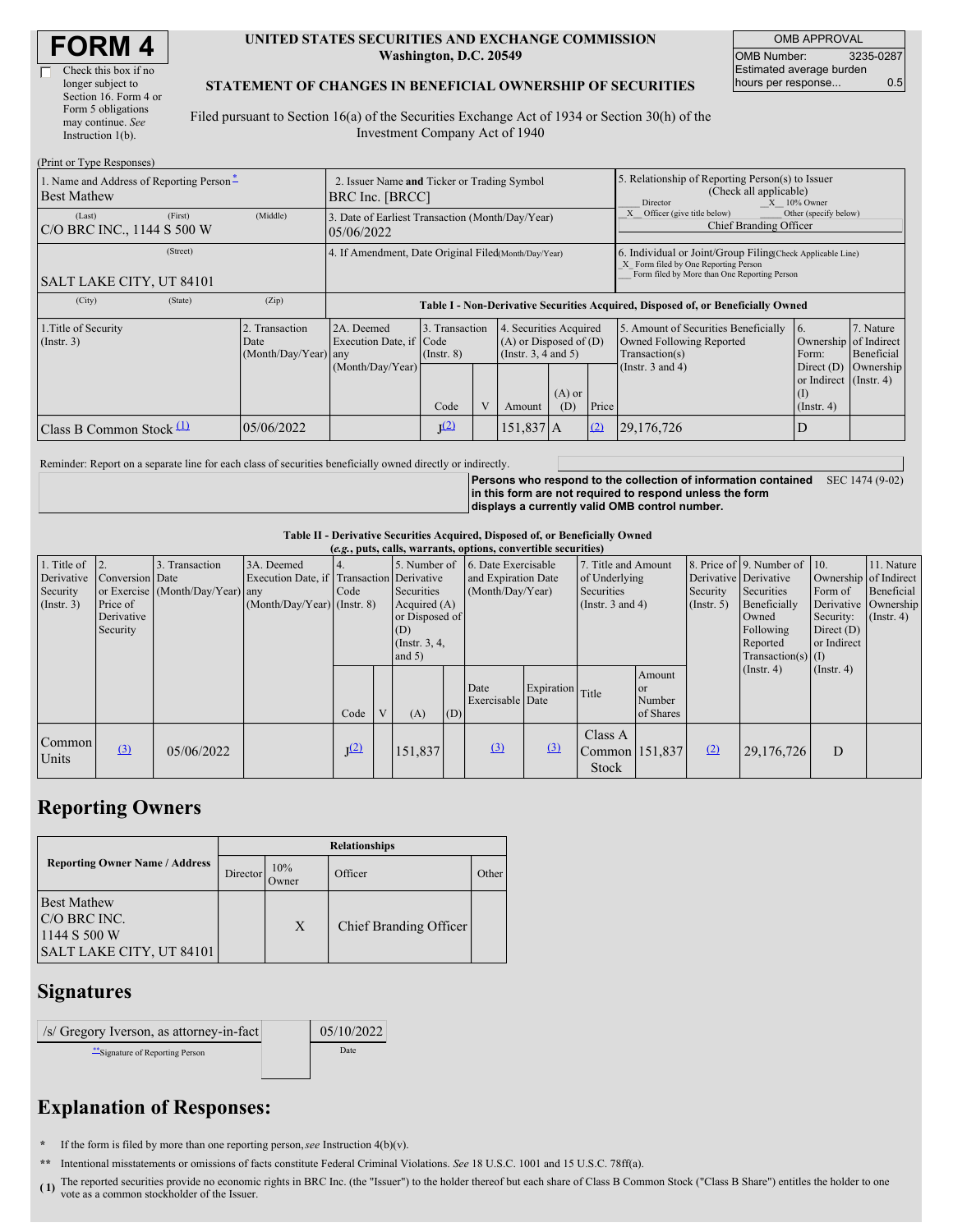# FORM 4

☐ Check this box if no longer subject to Section 16. Form 4 or Form 5 obligations may continue. *See* Instruction 1(b).

**UNITED STATES SECURITIES AND EXCHANGE COMMISSION**
**Washington, D.C. 20549**

**STATEMENT OF CHANGES IN BENEFICIAL OWNERSHIP OF SECURITIES**

Filed pursuant to Section 16(a) of the Securities Exchange Act of 1934 or Section 30(h) of the Investment Company Act of 1940

| OMB APPROVAL | |
|---|---|
| OMB Number: | 3235-0287 |
| Estimated average burden hours per response... | 0.5 |

(Print or Type Responses)

| | | |
|---|---|---|
| 1. Name and Address of Reporting Person* <br> Best Mathew <br> (Last) (First) (Middle) <br> C/O BRC INC., 1144 S 500 W <br> (Street) <br> SALT LAKE CITY, UT 84101 <br> (City) (State) (Zip) | 2. Issuer Name **and** Ticker or Trading Symbol <br> BRC Inc. [BRCC] <br> 3. Date of Earliest Transaction (Month/Day/Year) <br> 05/06/2022 <br> 4. If Amendment, Date Original Filed (Month/Day/Year) | 5. Relationship of Reporting Person(s) to Issuer (Check all applicable) <br> ___ Director _X_ 10% Owner <br> _X_ Officer (give title below) ___ Other (specify below) <br> Chief Branding Officer <br> 6. Individual or Joint/Group Filing (Check Applicable Line) <br> _X_ Form filed by One Reporting Person <br> ___ Form filed by More than One Reporting Person |

**Table I - Non-Derivative Securities Acquired, Disposed of, or Beneficially Owned**

| 1.Title of Security (Instr. 3) | 2. Transaction Date (Month/Day/Year) | 2A. Deemed Execution Date, if any (Month/Day/Year) | 3. Transaction Code (Instr. 8) | | 4. Securities Acquired (A) or Disposed of (D) (Instr. 3, 4 and 5) | | | 5. Amount of Securities Beneficially Owned Following Reported Transaction(s) (Instr. 3 and 4) | 6. Ownership Form: Direct (D) or Indirect (I) (Instr. 4) | 7. Nature of Indirect Beneficial Ownership (Instr. 4) |
|---|---|---|---|---|---|---|---|---|---|---|
| | | | Code | V | Amount | (A) or (D) | Price | | | |
| Class B Common Stock [(1)] | 05/06/2022 | | J[(2)] | | 151,837 | A | [(2)] | 29,176,726 | D | |

Reminder: Report on a separate line for each class of securities beneficially owned directly or indirectly.

**Persons who respond to the collection of information contained in this form are not required to respond unless the form displays a currently valid OMB control number.** SEC 1474 (9-02)

**Table II - Derivative Securities Acquired, Disposed of, or Beneficially Owned**
***(e.g., puts, calls, warrants, options, convertible securities)***

| 1. Title of Derivative Security (Instr. 3) | 2. Conversion or Exercise Price of Derivative Security | 3. Transaction Date (Month/Day/Year) | 3A. Deemed Execution Date, if any (Month/Day/Year) | 4. Transaction Code (Instr. 8) | | 5. Number of Derivative Securities Acquired (A) or Disposed of (D) (Instr. 3, 4, and 5) | | 6. Date Exercisable and Expiration Date (Month/Day/Year) | | 7. Title and Amount of Underlying Securities (Instr. 3 and 4) | | 8. Price of Derivative Security (Instr. 5) | 9. Number of Derivative Securities Beneficially Owned Following Reported Transaction(s) (Instr. 4) | 10. Ownership Form of Derivative Security: Direct (D) or Indirect (I) (Instr. 4) | 11. Nature of Indirect Beneficial Ownership (Instr. 4) |
|---|---|---|---|---|---|---|---|---|---|---|---|---|---|---|---|
| | | | | Code | V | (A) | (D) | Date Exercisable | Expiration Date | Title | Amount or Number of Shares | | | | |
| Common Units | [(3)] | 05/06/2022 | | J[(2)] | | 151,837 | | [(3)] | [(3)] | Class A Common Stock | 151,837 | [(2)] | 29,176,726 | D | |

## Reporting Owners

| Reporting Owner Name / Address | Relationships | | | |
|---|---|---|---|---|
| | Director | 10% Owner | Officer | Other |
| Best Mathew <br> C/O BRC INC. <br> 1144 S 500 W <br> SALT LAKE CITY, UT 84101 | | X | Chief Branding Officer | |

## Signatures

| | |
|---|---|
| /s/ Gregory Iverson, as attorney-in-fact | 05/10/2022 |
| **Signature of Reporting Person | Date |

## Explanation of Responses:

\* If the form is filed by more than one reporting person, *see* Instruction 4(b)(v).

\*\* Intentional misstatements or omissions of facts constitute Federal Criminal Violations. *See* 18 U.S.C. 1001 and 15 U.S.C. 78ff(a).

(1) The reported securities provide no economic rights in BRC Inc. (the "Issuer") to the holder thereof but each share of Class B Common Stock ("Class B Share") entitles the holder to one vote as a common stockholder of the Issuer.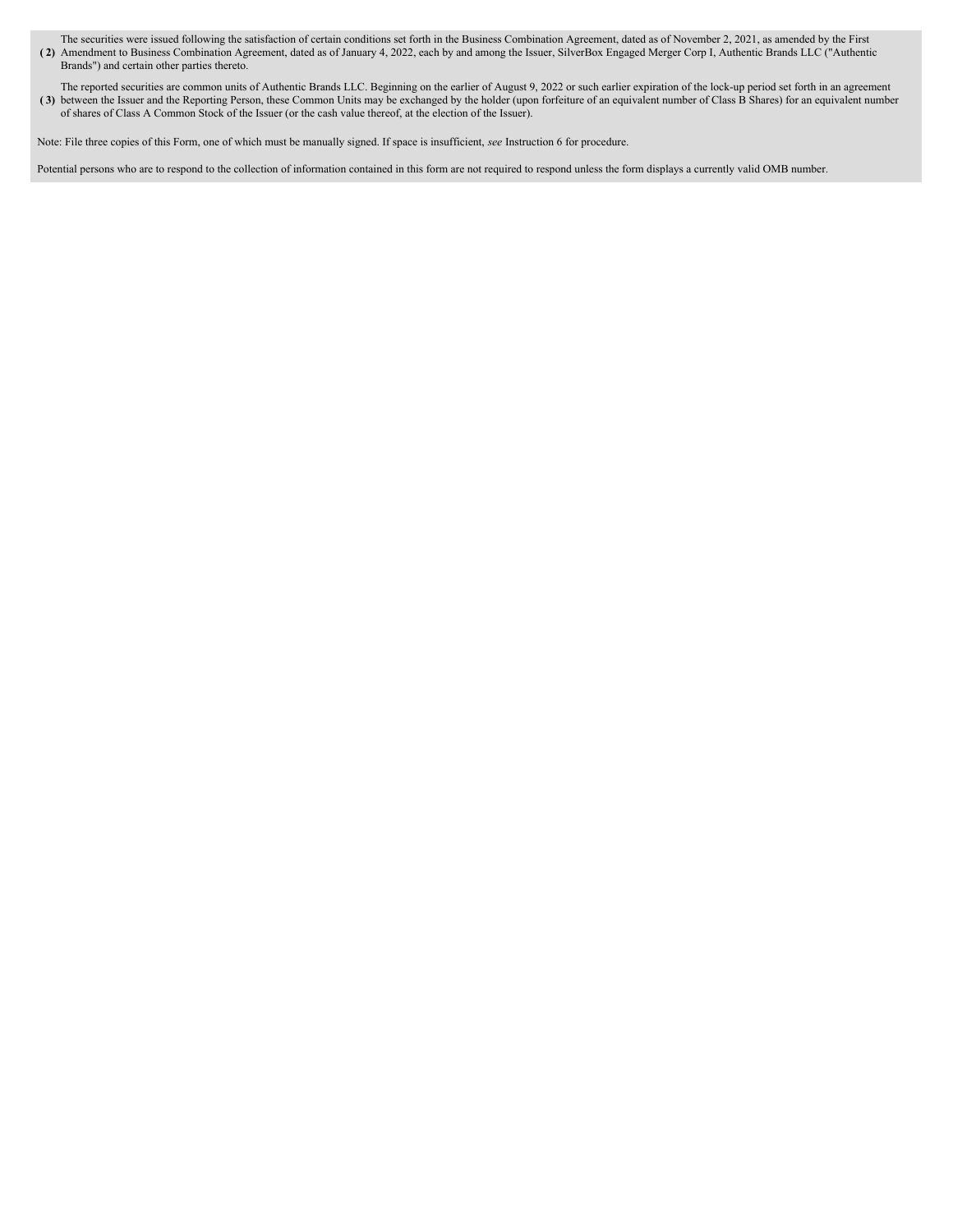( 2) The securities were issued following the satisfaction of certain conditions set forth in the Business Combination Agreement, dated as of November 2, 2021, as amended by the First Amendment to Business Combination Agreement, dated as of January 4, 2022, each by and among the Issuer, SilverBox Engaged Merger Corp I, Authentic Brands LLC ("Authentic Brands") and certain other parties thereto.

( 3) The reported securities are common units of Authentic Brands LLC. Beginning on the earlier of August 9, 2022 or such earlier expiration of the lock-up period set forth in an agreement between the Issuer and the Reporting Person, these Common Units may be exchanged by the holder (upon forfeiture of an equivalent number of Class B Shares) for an equivalent number of shares of Class A Common Stock of the Issuer (or the cash value thereof, at the election of the Issuer).

Note: File three copies of this Form, one of which must be manually signed. If space is insufficient, *see* Instruction 6 for procedure.

Potential persons who are to respond to the collection of information contained in this form are not required to respond unless the form displays a currently valid OMB number.